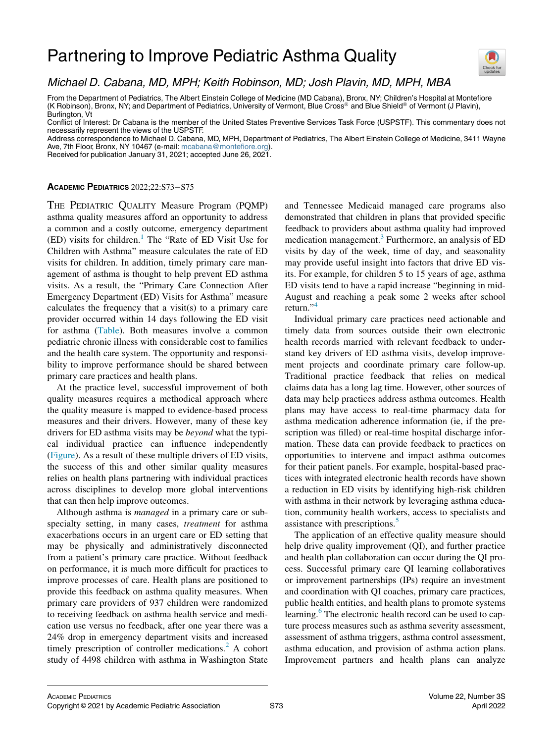# Partnering to Improve Pediatric Asthma Quality

*Michael D. Cabana, MD, MPH; Keith Robinson, MD; Josh Plavin, MD, MPH, MBA*

From the Department of Pediatrics, The Albert Einstein College of Medicine (MD Cabana), Bronx, NY; Children's Hospital at Montefiore (K Robinson), Bronx, NY; and Department of Pediatrics, University of Vermont, Blue Cross® and Blue Shield® of Vermont (J Plavin), Burlington, Vt

Conflict of Interest: Dr Cabana is the member of the United States Preventive Services Task Force (USPSTF). This commentary does not necessarily represent the views of the USPSTF.

Address correspondence to Michael D. Cabana, MD, MPH, Department of Pediatrics, The Albert Einstein College of Medicine, 3411 Wayne Ave, 7th Floor, Bronx, NY 10467 (e-mail: mcabana@montefiore.org).

Received for publication January 31, 2021; accepted June 26, 2021.

**ACADEMIC PEDIATRICS** 2022;22:S73−S75

THE PEDIATRIC QUALITY Measure Program (PQMP) asthma quality measures afford an opportunity to address a common and a costly outcome, emergency department (ED) visits for children.[1] The "Rate of ED Visit Use for Children with Asthma" measure calculates the rate of ED visits for children. In addition, timely primary care management of asthma is thought to help prevent ED asthma visits. As a result, the "Primary Care Connection After Emergency Department (ED) Visits for Asthma" measure calculates the frequency that a visit(s) to a primary care provider occurred within 14 days following the ED visit for asthma (Table). Both measures involve a common pediatric chronic illness with considerable cost to families and the health care system. The opportunity and responsibility to improve performance should be shared between primary care practices and health plans.

At the practice level, successful improvement of both quality measures requires a methodical approach where the quality measure is mapped to evidence-based process measures and their drivers. However, many of these key drivers for ED asthma visits may be *beyond* what the typical individual practice can influence independently (Figure). As a result of these multiple drivers of ED visits, the success of this and other similar quality measures relies on health plans partnering with individual practices across disciplines to develop more global interventions that can then help improve outcomes.

Although asthma is *managed* in a primary care or subspecialty setting, in many cases, *treatment* for asthma exacerbations occurs in an urgent care or ED setting that may be physically and administratively disconnected from a patient's primary care practice. Without feedback on performance, it is much more difficult for practices to improve processes of care. Health plans are positioned to provide this feedback on asthma quality measures. When primary care providers of 937 children were randomized to receiving feedback on asthma health service and medication use versus no feedback, after one year there was a 24% drop in emergency department visits and increased timely prescription of controller medications.[2] A cohort study of 4498 children with asthma in Washington State and Tennessee Medicaid managed care programs also demonstrated that children in plans that provided specific feedback to providers about asthma quality had improved medication management.[3] Furthermore, an analysis of ED visits by day of the week, time of day, and seasonality may provide useful insight into factors that drive ED visits. For example, for children 5 to 15 years of age, asthma ED visits tend to have a rapid increase "beginning in mid-August and reaching a peak some 2 weeks after school return."[4]

Individual primary care practices need actionable and timely data from sources outside their own electronic health records married with relevant feedback to understand key drivers of ED asthma visits, develop improvement projects and coordinate primary care follow-up. Traditional practice feedback that relies on medical claims data has a long lag time. However, other sources of data may help practices address asthma outcomes. Health plans may have access to real-time pharmacy data for asthma medication adherence information (ie, if the prescription was filled) or real-time hospital discharge information. These data can provide feedback to practices on opportunities to intervene and impact asthma outcomes for their patient panels. For example, hospital-based practices with integrated electronic health records have shown a reduction in ED visits by identifying high-risk children with asthma in their network by leveraging asthma education, community health workers, access to specialists and assistance with prescriptions.[5]

The application of an effective quality measure should help drive quality improvement (QI), and further practice and health plan collaboration can occur during the QI process. Successful primary care QI learning collaboratives or improvement partnerships (IPs) require an investment and coordination with QI coaches, primary care practices, public health entities, and health plans to promote systems learning.[6] The electronic health record can be used to capture process measures such as asthma severity assessment, assessment of asthma triggers, asthma control assessment, asthma education, and provision of asthma action plans. Improvement partners and health plans can analyze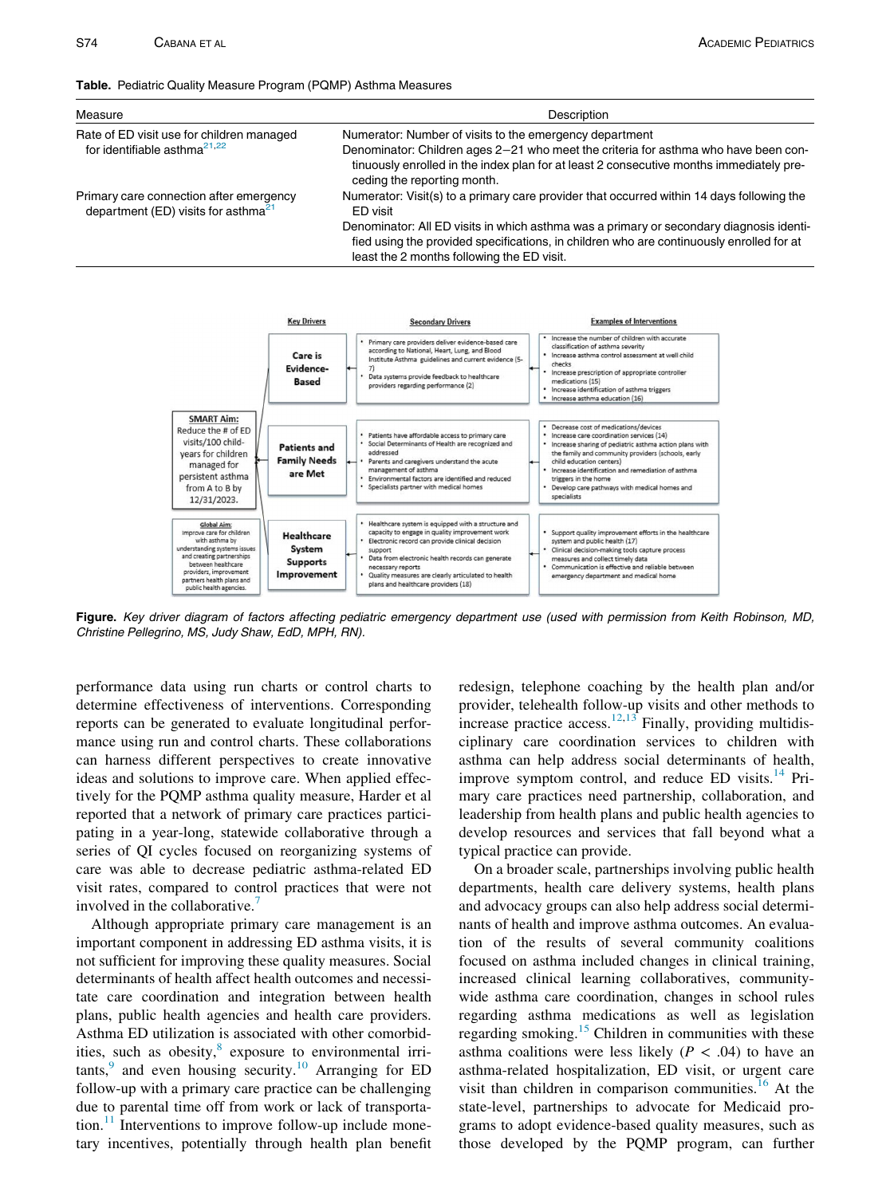**Table.** Pediatric Quality Measure Program (PQMP) Asthma Measures

| Measure | Description |
|---|---|
| Rate of ED visit use for children managed for identifiable asthma[21,22] | Numerator: Number of visits to the emergency department<br>Denominator: Children ages 2–21 who meet the criteria for asthma who have been continuously enrolled in the index plan for at least 2 consecutive months immediately preceding the reporting month. |
| Primary care connection after emergency department (ED) visits for asthma[21] | Numerator: Visit(s) to a primary care provider that occurred within 14 days following the ED visit<br>Denominator: All ED visits in which asthma was a primary or secondary diagnosis identified using the provided specifications, in children who are continuously enrolled for at least the 2 months following the ED visit. |

**Figure.** *Key driver diagram of factors affecting pediatric emergency department use (used with permission from Keith Robinson, MD, Christine Pellegrino, MS, Judy Shaw, EdD, MPH, RN).*

performance data using run charts or control charts to determine effectiveness of interventions. Corresponding reports can be generated to evaluate longitudinal performance using run and control charts. These collaborations can harness different perspectives to create innovative ideas and solutions to improve care. When applied effectively for the PQMP asthma quality measure, Harder et al reported that a network of primary care practices participating in a year-long, statewide collaborative through a series of QI cycles focused on reorganizing systems of care was able to decrease pediatric asthma-related ED visit rates, compared to control practices that were not involved in the collaborative.[7]

Although appropriate primary care management is an important component in addressing ED asthma visits, it is not sufficient for improving these quality measures. Social determinants of health affect health outcomes and necessitate care coordination and integration between health plans, public health agencies and health care providers. Asthma ED utilization is associated with other comorbidities, such as obesity,[8] exposure to environmental irritants,[9] and even housing security.[10] Arranging for ED follow-up with a primary care practice can be challenging due to parental time off from work or lack of transportation.[11] Interventions to improve follow-up include monetary incentives, potentially through health plan benefit redesign, telephone coaching by the health plan and/or provider, telehealth follow-up visits and other methods to increase practice access.[12,13] Finally, providing multidisciplinary care coordination services to children with asthma can help address social determinants of health, improve symptom control, and reduce ED visits.[14] Primary care practices need partnership, collaboration, and leadership from health plans and public health agencies to develop resources and services that fall beyond what a typical practice can provide.

On a broader scale, partnerships involving public health departments, health care delivery systems, health plans and advocacy groups can also help address social determinants of health and improve asthma outcomes. An evaluation of the results of several community coalitions focused on asthma included changes in clinical training, increased clinical learning collaboratives, community-wide asthma care coordination, changes in school rules regarding asthma medications as well as legislation regarding smoking.[15] Children in communities with these asthma coalitions were less likely ($P < .04$) to have an asthma-related hospitalization, ED visit, or urgent care visit than children in comparison communities.[16] At the state-level, partnerships to advocate for Medicaid programs to adopt evidence-based quality measures, such as those developed by the PQMP program, can further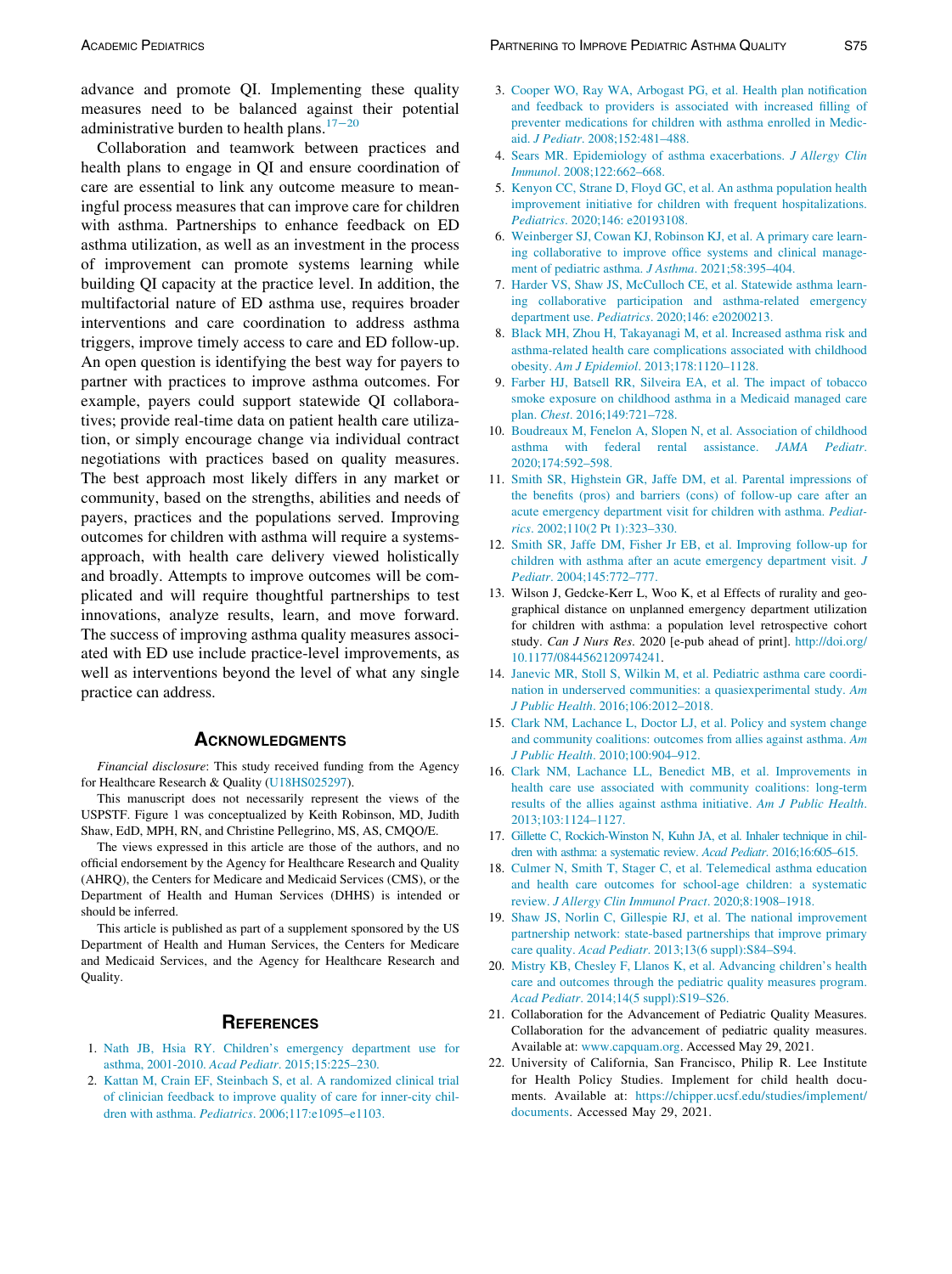advance and promote QI. Implementing these quality measures need to be balanced against their potential administrative burden to health plans.[17−20]

Collaboration and teamwork between practices and health plans to engage in QI and ensure coordination of care are essential to link any outcome measure to meaningful process measures that can improve care for children with asthma. Partnerships to enhance feedback on ED asthma utilization, as well as an investment in the process of improvement can promote systems learning while building QI capacity at the practice level. In addition, the multifactorial nature of ED asthma use, requires broader interventions and care coordination to address asthma triggers, improve timely access to care and ED follow-up. An open question is identifying the best way for payers to partner with practices to improve asthma outcomes. For example, payers could support statewide QI collaboratives; provide real-time data on patient health care utilization, or simply encourage change via individual contract negotiations with practices based on quality measures. The best approach most likely differs in any market or community, based on the strengths, abilities and needs of payers, practices and the populations served. Improving outcomes for children with asthma will require a systems-approach, with health care delivery viewed holistically and broadly. Attempts to improve outcomes will be complicated and will require thoughtful partnerships to test innovations, analyze results, learn, and move forward. The success of improving asthma quality measures associated with ED use include practice-level improvements, as well as interventions beyond the level of what any single practice can address.

## Acknowledgments

*Financial disclosure*: This study received funding from the Agency for Healthcare Research & Quality (U18HS025297).

This manuscript does not necessarily represent the views of the USPSTF. Figure 1 was conceptualized by Keith Robinson, MD, Judith Shaw, EdD, MPH, RN, and Christine Pellegrino, MS, AS, CMQO/E.

The views expressed in this article are those of the authors, and no official endorsement by the Agency for Healthcare Research and Quality (AHRQ), the Centers for Medicare and Medicaid Services (CMS), or the Department of Health and Human Services (DHHS) is intended or should be inferred.

This article is published as part of a supplement sponsored by the US Department of Health and Human Services, the Centers for Medicare and Medicaid Services, and the Agency for Healthcare Research and Quality.

## References

1. Nath JB, Hsia RY. Children's emergency department use for asthma, 2001-2010. *Acad Pediatr*. 2015;15:225–230.
2. Kattan M, Crain EF, Steinbach S, et al. A randomized clinical trial of clinician feedback to improve quality of care for inner-city children with asthma. *Pediatrics*. 2006;117:e1095–e1103.
3. Cooper WO, Ray WA, Arbogast PG, et al. Health plan notification and feedback to providers is associated with increased filling of preventer medications for children with asthma enrolled in Medicaid. *J Pediatr*. 2008;152:481–488.
4. Sears MR. Epidemiology of asthma exacerbations. *J Allergy Clin Immunol*. 2008;122:662–668.
5. Kenyon CC, Strane D, Floyd GC, et al. An asthma population health improvement initiative for children with frequent hospitalizations. *Pediatrics*. 2020;146: e20193108.
6. Weinberger SJ, Cowan KJ, Robinson KJ, et al. A primary care learning collaborative to improve office systems and clinical management of pediatric asthma. *J Asthma*. 2021;58:395–404.
7. Harder VS, Shaw JS, McCulloch CE, et al. Statewide asthma learning collaborative participation and asthma-related emergency department use. *Pediatrics*. 2020;146: e20200213.
8. Black MH, Zhou H, Takayanagi M, et al. Increased asthma risk and asthma-related health care complications associated with childhood obesity. *Am J Epidemiol*. 2013;178:1120–1128.
9. Farber HJ, Batsell RR, Silveira EA, et al. The impact of tobacco smoke exposure on childhood asthma in a Medicaid managed care plan. *Chest*. 2016;149:721–728.
10. Boudreaux M, Fenelon A, Slopen N, et al. Association of childhood asthma with federal rental assistance. *JAMA Pediatr*. 2020;174:592–598.
11. Smith SR, Highstein GR, Jaffe DM, et al. Parental impressions of the benefits (pros) and barriers (cons) of follow-up care after an acute emergency department visit for children with asthma. *Pediatrics*. 2002;110(2 Pt 1):323–330.
12. Smith SR, Jaffe DM, Fisher Jr EB, et al. Improving follow-up for children with asthma after an acute emergency department visit. *J Pediatr*. 2004;145:772–777.
13. Wilson J, Gedcke-Kerr L, Woo K, et al Effects of rurality and geographical distance on unplanned emergency department utilization for children with asthma: a population level retrospective cohort study. *Can J Nurs Res*. 2020 [e-pub ahead of print]. http://doi.org/10.1177/0844562120974241.
14. Janevic MR, Stoll S, Wilkin M, et al. Pediatric asthma care coordination in underserved communities: a quasiexperimental study. *Am J Public Health*. 2016;106:2012–2018.
15. Clark NM, Lachance L, Doctor LJ, et al. Policy and system change and community coalitions: outcomes from allies against asthma. *Am J Public Health*. 2010;100:904–912.
16. Clark NM, Lachance LL, Benedict MB, et al. Improvements in health care use associated with community coalitions: long-term results of the allies against asthma initiative. *Am J Public Health*. 2013;103:1124–1127.
17. Gillette C, Rockich-Winston N, Kuhn JA, et al. Inhaler technique in children with asthma: a systematic review. *Acad Pediatr*. 2016;16:605–615.
18. Culmer N, Smith T, Stager C, et al. Telemedical asthma education and health care outcomes for school-age children: a systematic review. *J Allergy Clin Immunol Pract*. 2020;8:1908–1918.
19. Shaw JS, Norlin C, Gillespie RJ, et al. The national improvement partnership network: state-based partnerships that improve primary care quality. *Acad Pediatr*. 2013;13(6 suppl):S84–S94.
20. Mistry KB, Chesley F, Llanos K, et al. Advancing children's health care and outcomes through the pediatric quality measures program. *Acad Pediatr*. 2014;14(5 suppl):S19–S26.
21. Collaboration for the Advancement of Pediatric Quality Measures. Collaboration for the advancement of pediatric quality measures. Available at: www.capquam.org. Accessed May 29, 2021.
22. University of California, San Francisco, Philip R. Lee Institute for Health Policy Studies. Implement for child health documents. Available at: https://chipper.ucsf.edu/studies/implement/documents. Accessed May 29, 2021.